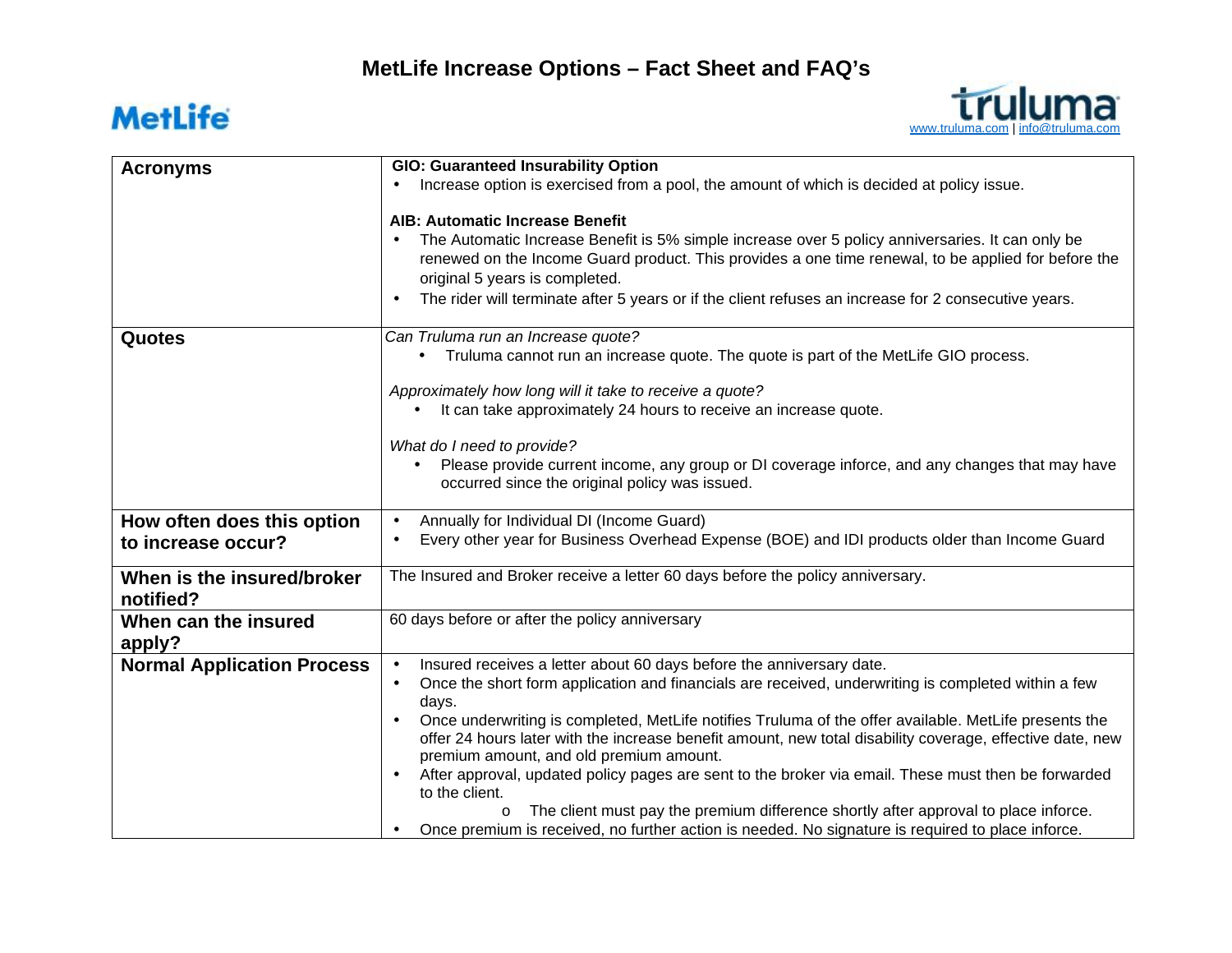# MetLife Increase Options – Fact Sheet and FAQ's

MetLife

truluma
www.truluma.com | info@truluma.com

| | |
|---|---|
| **Acronyms** | **GIO: Guaranteed Insurability Option**<br>• Increase option is exercised from a pool, the amount of which is decided at policy issue.<br><br>**AIB: Automatic Increase Benefit**<br>• The Automatic Increase Benefit is 5% simple increase over 5 policy anniversaries. It can only be renewed on the Income Guard product. This provides a one time renewal, to be applied for before the original 5 years is completed.<br>• The rider will terminate after 5 years or if the client refuses an increase for 2 consecutive years. |
| **Quotes** | *Can Truluma run an Increase quote?*<br>• Truluma cannot run an increase quote. The quote is part of the MetLife GIO process.<br><br>*Approximately how long will it take to receive a quote?*<br>• It can take approximately 24 hours to receive an increase quote.<br><br>*What do I need to provide?*<br>• Please provide current income, any group or DI coverage inforce, and any changes that may have occurred since the original policy was issued. |
| **How often does this option to increase occur?** | • Annually for Individual DI (Income Guard)<br>• Every other year for Business Overhead Expense (BOE) and IDI products older than Income Guard |
| **When is the insured/broker notified?** | The Insured and Broker receive a letter 60 days before the policy anniversary. |
| **When can the insured apply?** | 60 days before or after the policy anniversary |
| **Normal Application Process** | • Insured receives a letter about 60 days before the anniversary date.<br>• Once the short form application and financials are received, underwriting is completed within a few days.<br>• Once underwriting is completed, MetLife notifies Truluma of the offer available. MetLife presents the offer 24 hours later with the increase benefit amount, new total disability coverage, effective date, new premium amount, and old premium amount.<br>• After approval, updated policy pages are sent to the broker via email. These must then be forwarded to the client.<br>  o The client must pay the premium difference shortly after approval to place inforce.<br>• Once premium is received, no further action is needed. No signature is required to place inforce. |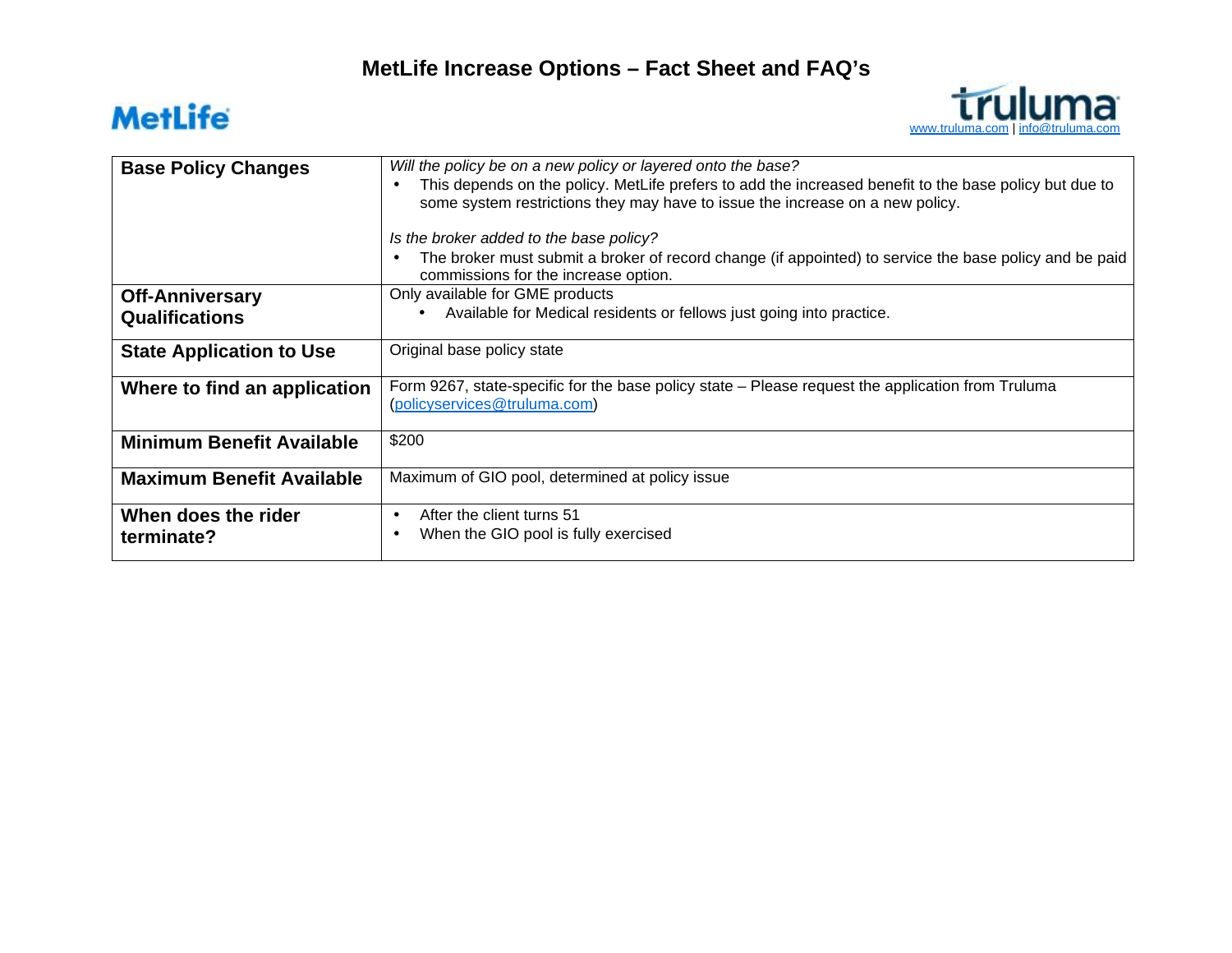# MetLife Increase Options – Fact Sheet and FAQ's

MetLife

truluma
www.truluma.com | info@truluma.com

| | |
|---|---|
| **Base Policy Changes** | *Will the policy be on a new policy or layered onto the base?*<br>• This depends on the policy. MetLife prefers to add the increased benefit to the base policy but due to some system restrictions they may have to issue the increase on a new policy.<br><br>*Is the broker added to the base policy?*<br>• The broker must submit a broker of record change (if appointed) to service the base policy and be paid commissions for the increase option. |
| **Off-Anniversary Qualifications** | Only available for GME products<br>• Available for Medical residents or fellows just going into practice. |
| **State Application to Use** | Original base policy state |
| **Where to find an application** | Form 9267, state-specific for the base policy state – Please request the application from Truluma (policyservices@truluma.com) |
| **Minimum Benefit Available** | $200 |
| **Maximum Benefit Available** | Maximum of GIO pool, determined at policy issue |
| **When does the rider terminate?** | • After the client turns 51<br>• When the GIO pool is fully exercised |